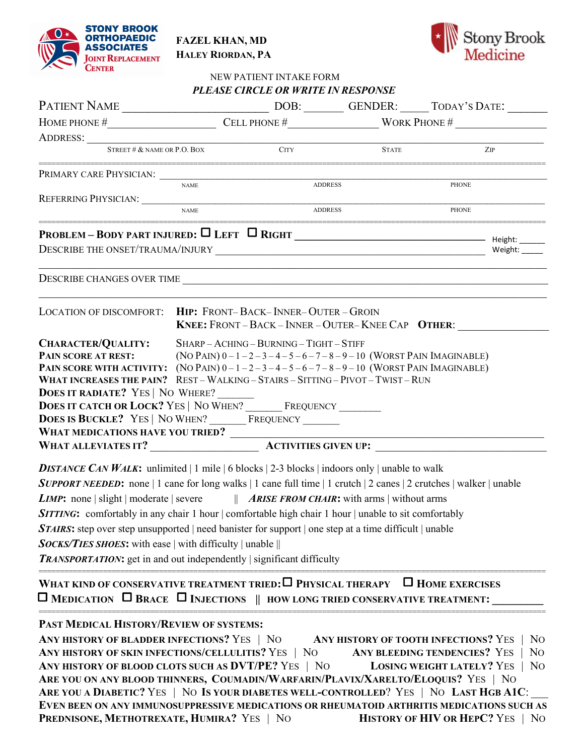Stony Brook Orthopaedic Associates
Joint Replacement Center

**FAZEL KHAN, MD**
**HALEY RIORDAN, PA**

Stony Brook Medicine

NEW PATIENT INTAKE FORM
***PLEASE CIRCLE OR WRITE IN RESPONSE***

PATIENT NAME ________________________ DOB: _______ GENDER: _____ TODAY'S DATE: _______

HOME PHONE #__________________ CELL PHONE #________________ WORK PHONE # __________________

ADDRESS: ______________________________________________________________________________
STREET # & NAME OR P.O. BOX — CITY — STATE — ZIP

---

PRIMARY CARE PHYSICIAN: ________________________________________________________________
NAME — ADDRESS — PHONE

REFERRING PHYSICIAN: __________________________________________________________________
NAME — ADDRESS — PHONE

---

**PROBLEM – BODY PART INJURED:** ☐ **LEFT** ☐ **RIGHT** ________________________________ Height: _____

DESCRIBE THE ONSET/TRAUMA/INJURY _____________________________________________ Weight: _____

______________________________________________________________________________

DESCRIBE CHANGES OVER TIME ____________________________________________________________

______________________________________________________________________________

LOCATION OF DISCOMFORT: **HIP:** FRONT– BACK– INNER– OUTER – GROIN
**KNEE:** FRONT – BACK – INNER – OUTER– KNEE CAP **OTHER:** ________________

**CHARACTER/QUALITY:** SHARP – ACHING – BURNING – TIGHT – STIFF
**PAIN SCORE AT REST:** (NO PAIN) 0 – 1 – 2 – 3 – 4 – 5 – 6 – 7 – 8 – 9 – 10 (WORST PAIN IMAGINABLE)
**PAIN SCORE WITH ACTIVITY:** (NO PAIN) 0 – 1 – 2 – 3 – 4 – 5 – 6 – 7 – 8 – 9 – 10 (WORST PAIN IMAGINABLE)
**WHAT INCREASES THE PAIN?** REST – WALKING – STAIRS – SITTING – PIVOT – TWIST – RUN
**DOES IT RADIATE?** YES | NO WHERE? _______
**DOES IT CATCH OR LOCK?** YES | NO WHEN? _______ FREQUENCY ________
**DOES IS BUCKLE?** YES | NO WHEN? _______ FREQUENCY _______
**WHAT MEDICATIONS HAVE YOU TRIED?** _______________________________________________
**WHAT ALLEVIATES IT?** ____________________ **ACTIVITIES GIVEN UP:** ______________________

***DISTANCE CAN WALK*:** unlimited | 1 mile | 6 blocks | 2-3 blocks | indoors only | unable to walk
***SUPPORT NEEDED*:** none | 1 cane for long walks | 1 cane full time | 1 crutch | 2 canes | 2 crutches | walker | unable
***LIMP*:** none | slight | moderate | severe || ***ARISE FROM CHAIR*:** with arms | without arms
***SITTING*:** comfortably in any chair 1 hour | comfortable high chair 1 hour | unable to sit comfortably
***STAIRS*:** step over step unsupported | need banister for support | one step at a time difficult | unable
***SOCKS/TIES SHOES*:** with ease | with difficulty | unable ||
***TRANSPORTATION*:** get in and out independently | significant difficulty

---

**WHAT KIND OF CONSERVATIVE TREATMENT TRIED:** ☐ **PHYSICAL THERAPY** ☐ **HOME EXERCISES**
☐ **MEDICATION** ☐ **BRACE** ☐ **INJECTIONS** || **HOW LONG TRIED CONSERVATIVE TREATMENT:** _________

---

**PAST MEDICAL HISTORY/REVIEW OF SYSTEMS:**

**ANY HISTORY OF BLADDER INFECTIONS?** YES | NO **ANY HISTORY OF TOOTH INFECTIONS?** YES | NO
**ANY HISTORY OF SKIN INFECTIONS/CELLULITIS?** YES | NO **ANY BLEEDING TENDENCIES?** YES | NO
**ANY HISTORY OF BLOOD CLOTS SUCH AS DVT/PE?** YES | NO **LOSING WEIGHT LATELY?** YES | NO
**ARE YOU ON ANY BLOOD THINNERS, COUMADIN/WARFARIN/PLAVIX/XARELTO/ELOQUIS?** YES | NO
**ARE YOU A DIABETIC?** YES | NO **IS YOUR DIABETES WELL-CONTROLLED?** YES | NO **LAST HGB A1C**: ___
**EVEN BEEN ON ANY IMMUNOSUPPRESSIVE MEDICATIONS OR RHEUMATOID ARTHRITIS MEDICATIONS SUCH AS PREDNISONE, METHOTREXATE, HUMIRA?** YES | NO **HISTORY OF HIV OR HEPC?** YES | NO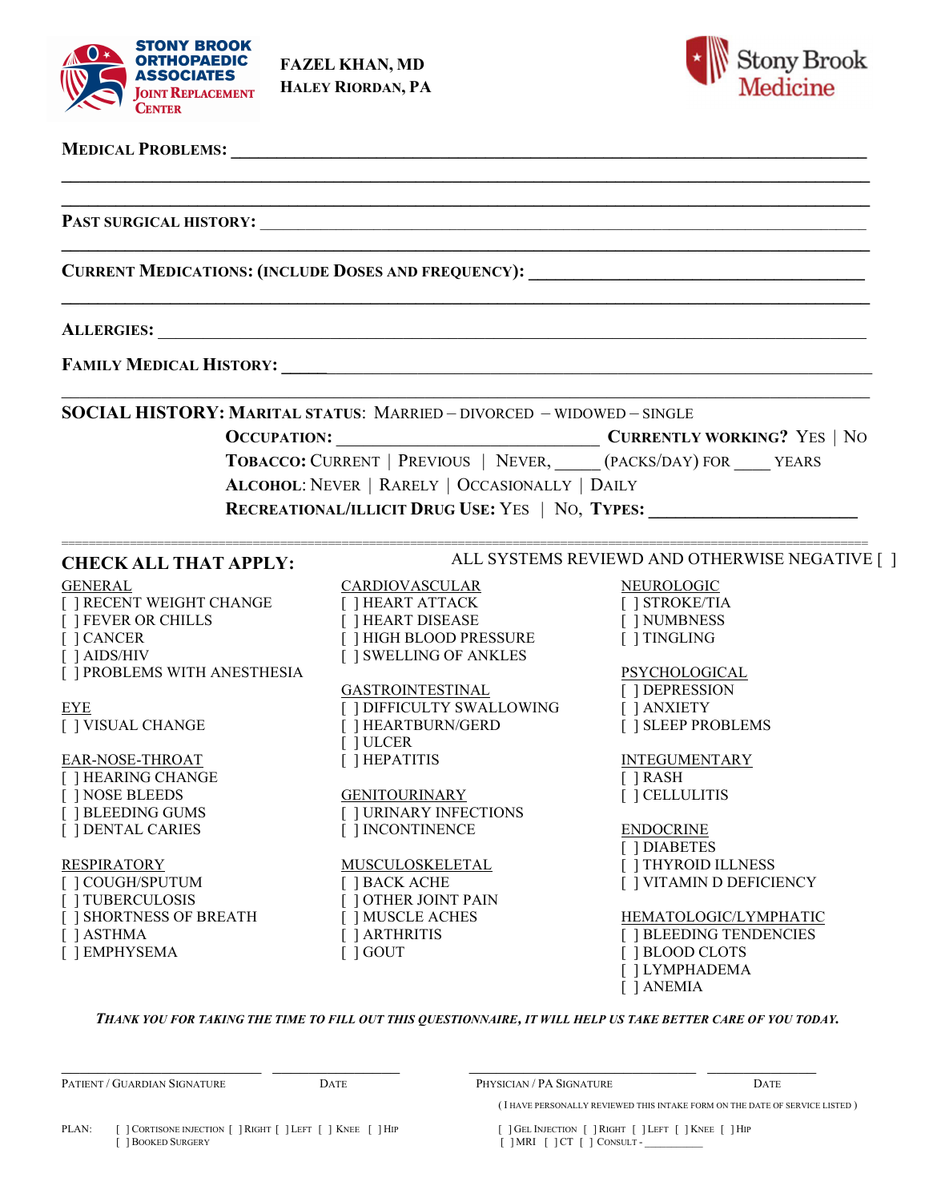**STONY BROOK ORTHOPAEDIC ASSOCIATES JOINT REPLACEMENT CENTER**

**FAZEL KHAN, MD**
**HALEY RIORDAN, PA**

**Stony Brook Medicine**

**MEDICAL PROBLEMS:** ____________________________________________________________
________________________________________________________________________________
________________________________________________________________________________

**PAST SURGICAL HISTORY:** ______________________________________________________
________________________________________________________________________________

**CURRENT MEDICATIONS: (INCLUDE DOSES AND FREQUENCY):** ______________________________
________________________________________________________________________________

**ALLERGIES:** __________________________________________________________________

**FAMILY MEDICAL HISTORY:** ______________________________________________________
________________________________________________________________________________

**SOCIAL HISTORY: MARITAL STATUS**: MARRIED – DIVORCED – WIDOWED – SINGLE

**OCCUPATION:** ______________________________ **CURRENTLY WORKING?** YES | NO

**TOBACCO:** CURRENT | PREVIOUS | NEVER, _____ (PACKS/DAY) FOR ____ YEARS

**ALCOHOL**: NEVER | RARELY | OCCASIONALLY | DAILY

**RECREATIONAL/ILLICIT DRUG USE:** YES | NO, **TYPES:** ________________________

---

## CHECK ALL THAT APPLY:

ALL SYSTEMS REVIEWD AND OTHERWISE NEGATIVE [ ]

GENERAL
[ ] RECENT WEIGHT CHANGE
[ ] FEVER OR CHILLS
[ ] CANCER
[ ] AIDS/HIV
[ ] PROBLEMS WITH ANESTHESIA

EYE
[ ] VISUAL CHANGE

EAR-NOSE-THROAT
[ ] HEARING CHANGE
[ ] NOSE BLEEDS
[ ] BLEEDING GUMS
[ ] DENTAL CARIES

RESPIRATORY
[ ] COUGH/SPUTUM
[ ] TUBERCULOSIS
[ ] SHORTNESS OF BREATH
[ ] ASTHMA
[ ] EMPHYSEMA

CARDIOVASCULAR
[ ] HEART ATTACK
[ ] HEART DISEASE
[ ] HIGH BLOOD PRESSURE
[ ] SWELLING OF ANKLES

GASTROINTESTINAL
[ ] DIFFICULTY SWALLOWING
[ ] HEARTBURN/GERD
[ ] ULCER
[ ] HEPATITIS

GENITOURINARY
[ ] URINARY INFECTIONS
[ ] INCONTINENCE

MUSCULOSKELETAL
[ ] BACK ACHE
[ ] OTHER JOINT PAIN
[ ] MUSCLE ACHES
[ ] ARTHRITIS
[ ] GOUT

NEUROLOGIC
[ ] STROKE/TIA
[ ] NUMBNESS
[ ] TINGLING

PSYCHOLOGICAL
[ ] DEPRESSION
[ ] ANXIETY
[ ] SLEEP PROBLEMS

INTEGUMENTARY
[ ] RASH
[ ] CELLULITIS

ENDOCRINE
[ ] DIABETES
[ ] THYROID ILLNESS
[ ] VITAMIN D DEFICIENCY

HEMATOLOGIC/LYMPHATIC
[ ] BLEEDING TENDENCIES
[ ] BLOOD CLOTS
[ ] LYMPHADEMA
[ ] ANEMIA

***THANK YOU FOR TAKING THE TIME TO FILL OUT THIS QUESTIONNAIRE, IT WILL HELP US TAKE BETTER CARE OF YOU TODAY.***

__________________________ ________________
PATIENT / GUARDIAN SIGNATURE DATE

__________________________ ________________
PHYSICIAN / PA SIGNATURE DATE

( I HAVE PERSONALLY REVIEWED THIS INTAKE FORM ON THE DATE OF SERVICE LISTED )

PLAN: [ ] CORTISONE INJECTION [ ] RIGHT [ ] LEFT [ ] KNEE [ ] HIP
[ ] BOOKED SURGERY

[ ] GEL INJECTION [ ] RIGHT [ ] LEFT [ ] KNEE [ ] HIP
[ ] MRI [ ] CT [ ] CONSULT - __________